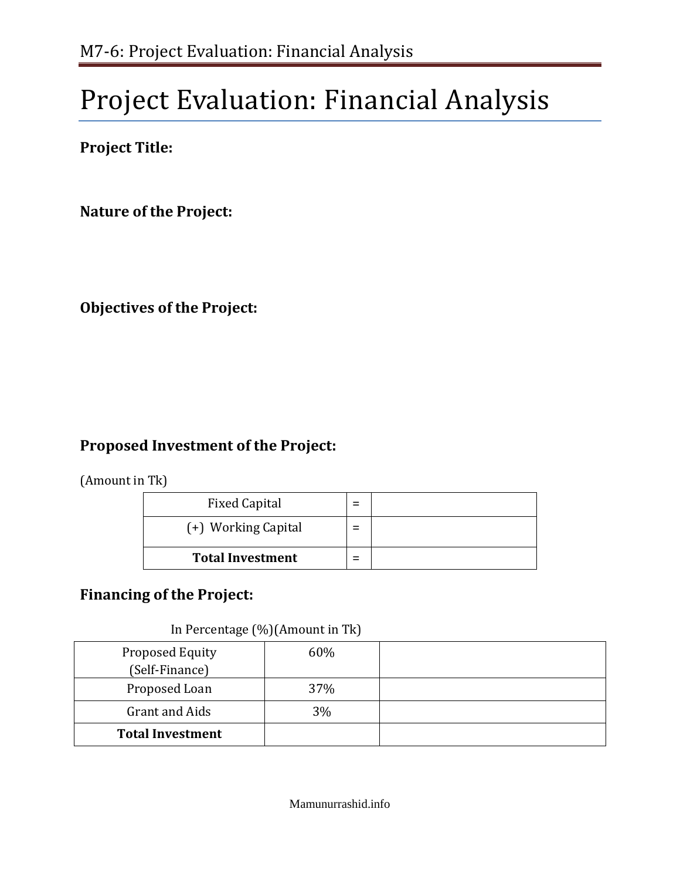# Project Evaluation: Financial Analysis

**Project Title:**

**Nature of the Project:**

**Objectives of the Project:**

## Proposed Investment of the Project:

(Amount in Tk)

| Fixed Capital | = | |
|---|---|---|
| (+) Working Capital | = | |
| **Total Investment** | = | |

## Financing of the Project:

In Percentage (%)(Amount in Tk)

| Proposed Equity (Self-Finance) | 60% | |
|---|---|---|
| Proposed Loan | 37% | |
| Grant and Aids | 3% | |
| **Total Investment** | | |

Mamunurrashid.info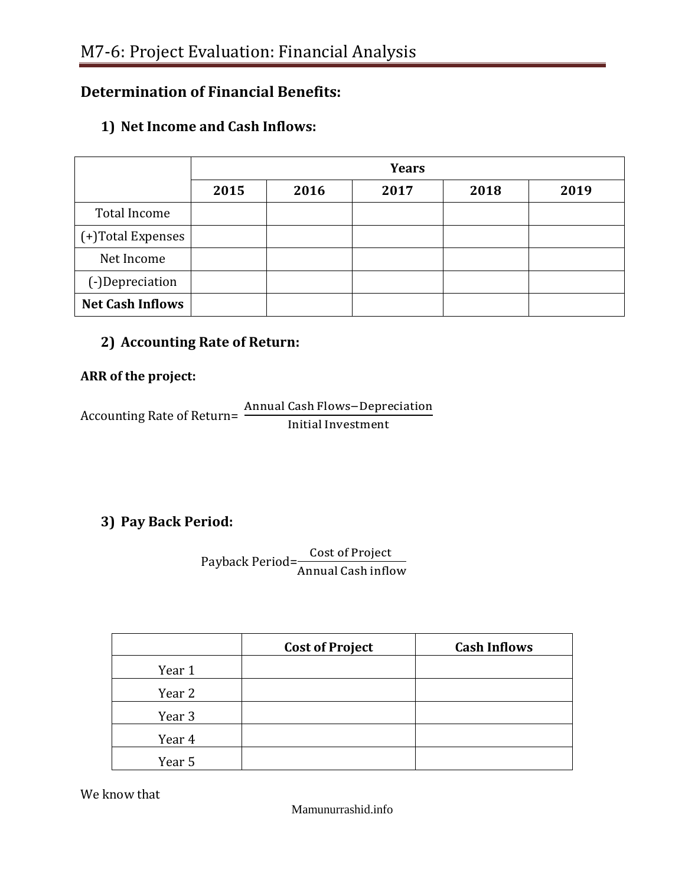# M7-6: Project Evaluation: Financial Analysis

## Determination of Financial Benefits:

### 1) Net Income and Cash Inflows:

| | Years | | | | |
|---|---|---|---|---|---|
| | **2015** | **2016** | **2017** | **2018** | **2019** |
| Total Income | | | | | |
| (+)Total Expenses | | | | | |
| Net Income | | | | | |
| (-)Depreciation | | | | | |
| **Net Cash Inflows** | | | | | |

### 2) Accounting Rate of Return:

**ARR of the project:**

$$\text{Accounting Rate of Return} = \frac{\text{Annual Cash Flows} - \text{Depreciation}}{\text{Initial Investment}}$$

### 3) Pay Back Period:

$$\text{Payback Period} = \frac{\text{Cost of Project}}{\text{Annual Cash inflow}}$$

| | **Cost of Project** | **Cash Inflows** |
|---|---|---|
| Year 1 | | |
| Year 2 | | |
| Year 3 | | |
| Year 4 | | |
| Year 5 | | |

We know that

Mamunurrashid.info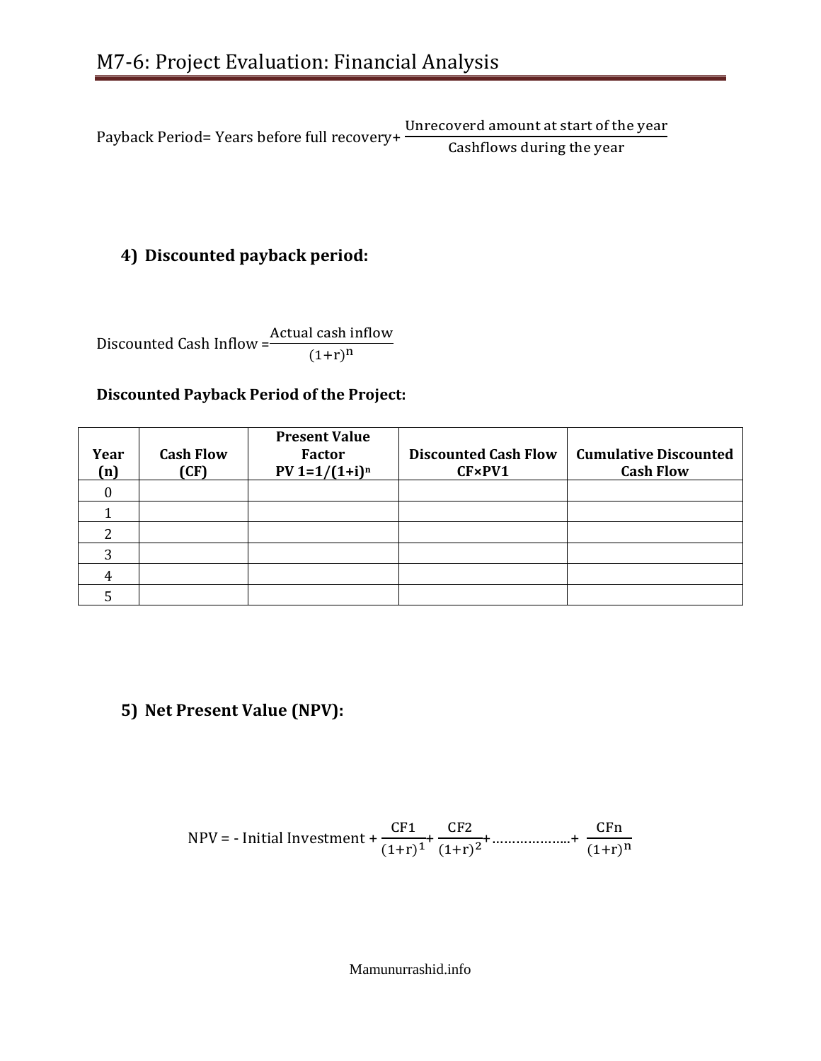$$\text{Payback Period} = \text{Years before full recovery} + \frac{\text{Unrecoverd amount at start of the year}}{\text{Cashflows during the year}}$$

### 4) Discounted payback period:

$$\text{Discounted Cash Inflow} = \frac{\text{Actual cash inflow}}{(1+r)^n}$$

**Discounted Payback Period of the Project:**

| Year (n) | Cash Flow (CF) | Present Value Factor PV 1=$1/(1+i)^n$ | Discounted Cash Flow CF×PV1 | Cumulative Discounted Cash Flow |
|---|---|---|---|---|
| 0 | | | | |
| 1 | | | | |
| 2 | | | | |
| 3 | | | | |
| 4 | | | | |
| 5 | | | | |

### 5) Net Present Value (NPV):

$$\text{NPV} = -\text{ Initial Investment} + \frac{CF1}{(1+r)^1} + \frac{CF2}{(1+r)^2} + \ldots\ldots\ldots\ldots\ldots + \frac{CFn}{(1+r)^n}$$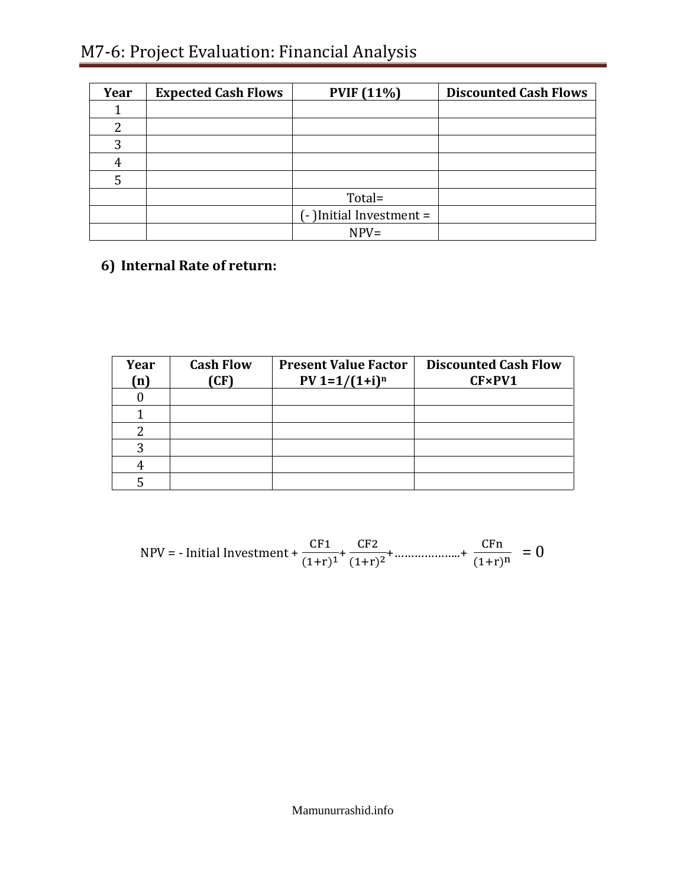| Year | Expected Cash Flows | PVIF (11%) | Discounted Cash Flows |
|---|---|---|---|
| 1 | | | |
| 2 | | | |
| 3 | | | |
| 4 | | | |
| 5 | | | |
| | | Total= | |
| | | (- )Initial Investment = | |
| | | NPV= | |

**6) Internal Rate of return:**

| Year (n) | Cash Flow (CF) | Present Value Factor PV 1=1/(1+i)$^n$ | Discounted Cash Flow CF×PV1 |
|---|---|---|---|
| 0 | | | |
| 1 | | | |
| 2 | | | |
| 3 | | | |
| 4 | | | |
| 5 | | | |

$$NPV = -\text{ Initial Investment} + \frac{CF1}{(1+r)^1} + \frac{CF2}{(1+r)^2} + \ldots\ldots\ldots\ldots + \frac{CFn}{(1+r)^n} = 0$$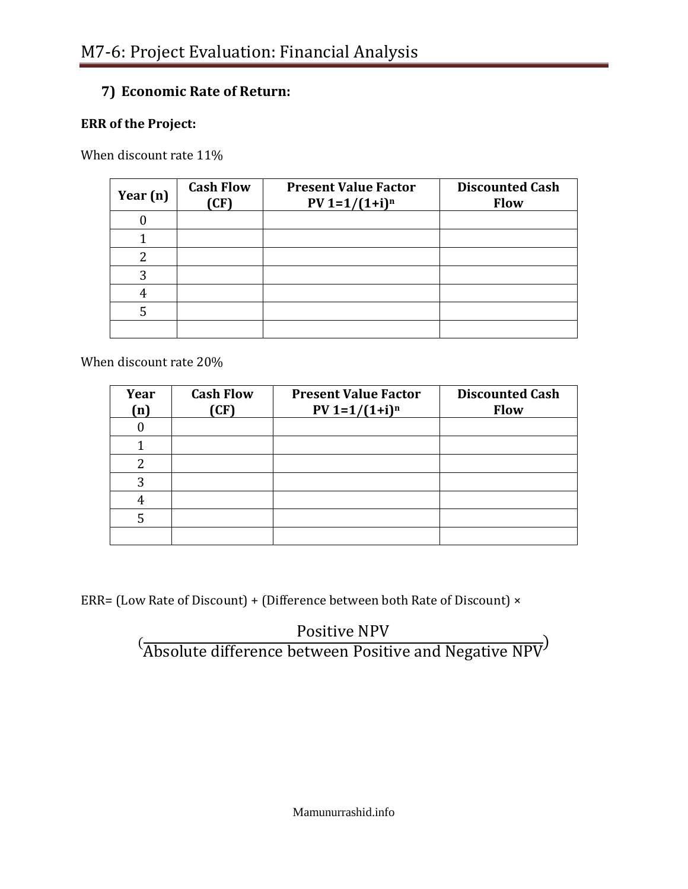### 7) Economic Rate of Return:

**ERR of the Project:**

When discount rate 11%

| Year (n) | Cash Flow (CF) | Present Value Factor PV 1=1/(1+i)$^n$ | Discounted Cash Flow |
|---|---|---|---|
| 0 | | | |
| 1 | | | |
| 2 | | | |
| 3 | | | |
| 4 | | | |
| 5 | | | |
| | | | |

When discount rate 20%

| Year (n) | Cash Flow (CF) | Present Value Factor PV 1=1/(1+i)$^n$ | Discounted Cash Flow |
|---|---|---|---|
| 0 | | | |
| 1 | | | |
| 2 | | | |
| 3 | | | |
| 4 | | | |
| 5 | | | |
| | | | |

ERR= (Low Rate of Discount) + (Difference between both Rate of Discount) ×

$$\left(\frac{\text{Positive NPV}}{\text{Absolute difference between Positive and Negative NPV}}\right)$$

Mamunurrashid.info